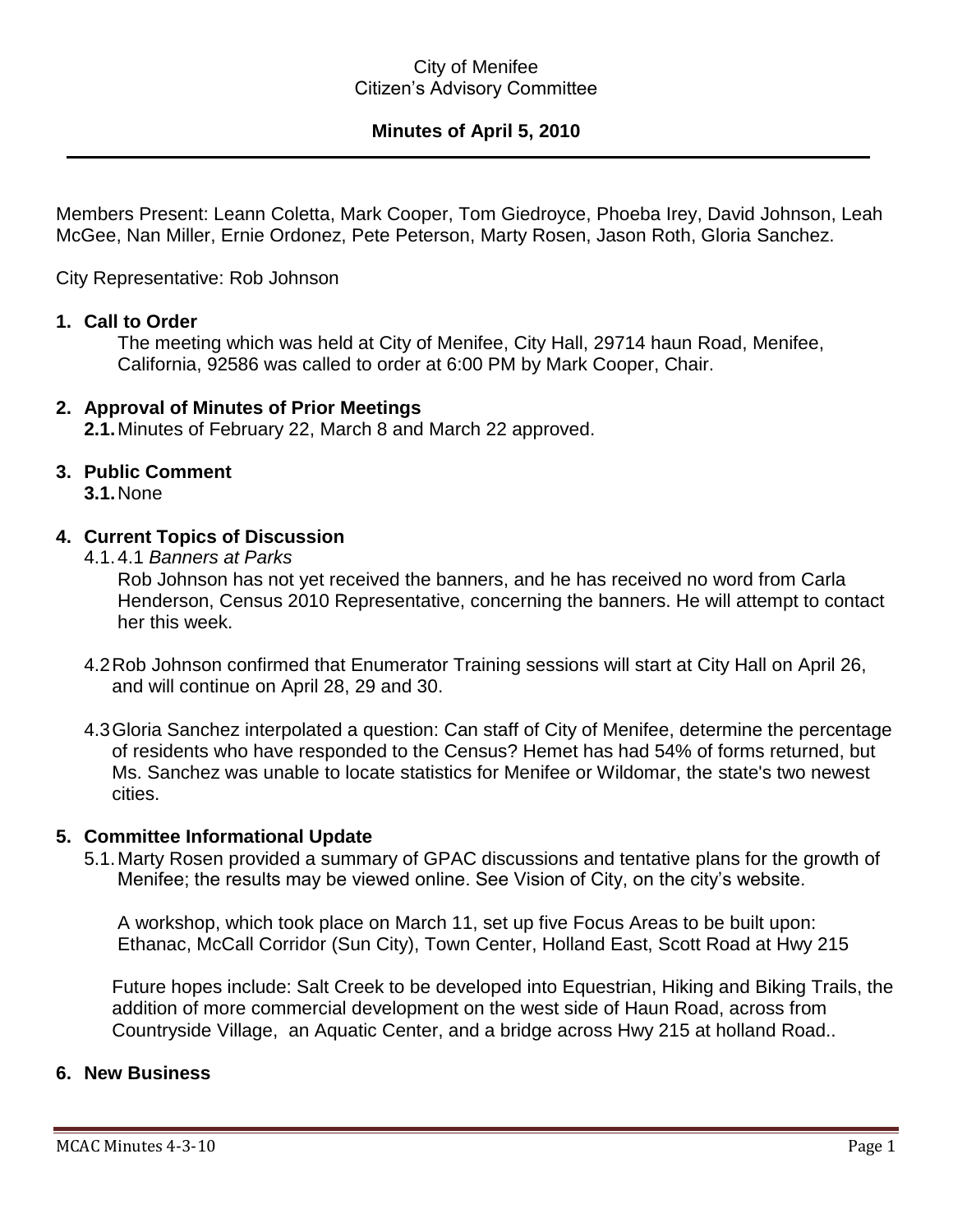City of Menifee
Citizen's Advisory Committee

**Minutes of April 5, 2010**

---

Members Present: Leann Coletta, Mark Cooper, Tom Giedroyce, Phoeba Irey, David Johnson, Leah McGee, Nan Miller, Ernie Ordonez, Pete Peterson, Marty Rosen, Jason Roth, Gloria Sanchez.

City Representative: Rob Johnson

1. **Call to Order**

   The meeting which was held at City of Menifee, City Hall, 29714 haun Road, Menifee, California, 92586 was called to order at 6:00 PM by Mark Cooper, Chair.

2. **Approval of Minutes of Prior Meetings**

   **2.1.** Minutes of February 22, March 8 and March 22 approved.

3. **Public Comment**

   **3.1.** None

4. **Current Topics of Discussion**

   4.1. 4.1 *Banners at Parks*

   Rob Johnson has not yet received the banners, and he has received no word from Carla Henderson, Census 2010 Representative, concerning the banners. He will attempt to contact her this week.

   4.2 Rob Johnson confirmed that Enumerator Training sessions will start at City Hall on April 26, and will continue on April 28, 29 and 30.

   4.3 Gloria Sanchez interpolated a question: Can staff of City of Menifee, determine the percentage of residents who have responded to the Census? Hemet has had 54% of forms returned, but Ms. Sanchez was unable to locate statistics for Menifee or Wildomar, the state's two newest cities.

5. **Committee Informational Update**

   5.1. Marty Rosen provided a summary of GPAC discussions and tentative plans for the growth of Menifee; the results may be viewed online. See Vision of City, on the city's website.

   A workshop, which took place on March 11, set up five Focus Areas to be built upon: Ethanac, McCall Corridor (Sun City), Town Center, Holland East, Scott Road at Hwy 215

   Future hopes include: Salt Creek to be developed into Equestrian, Hiking and Biking Trails, the addition of more commercial development on the west side of Haun Road, across from Countryside Village, an Aquatic Center, and a bridge across Hwy 215 at holland Road..

6. **New Business**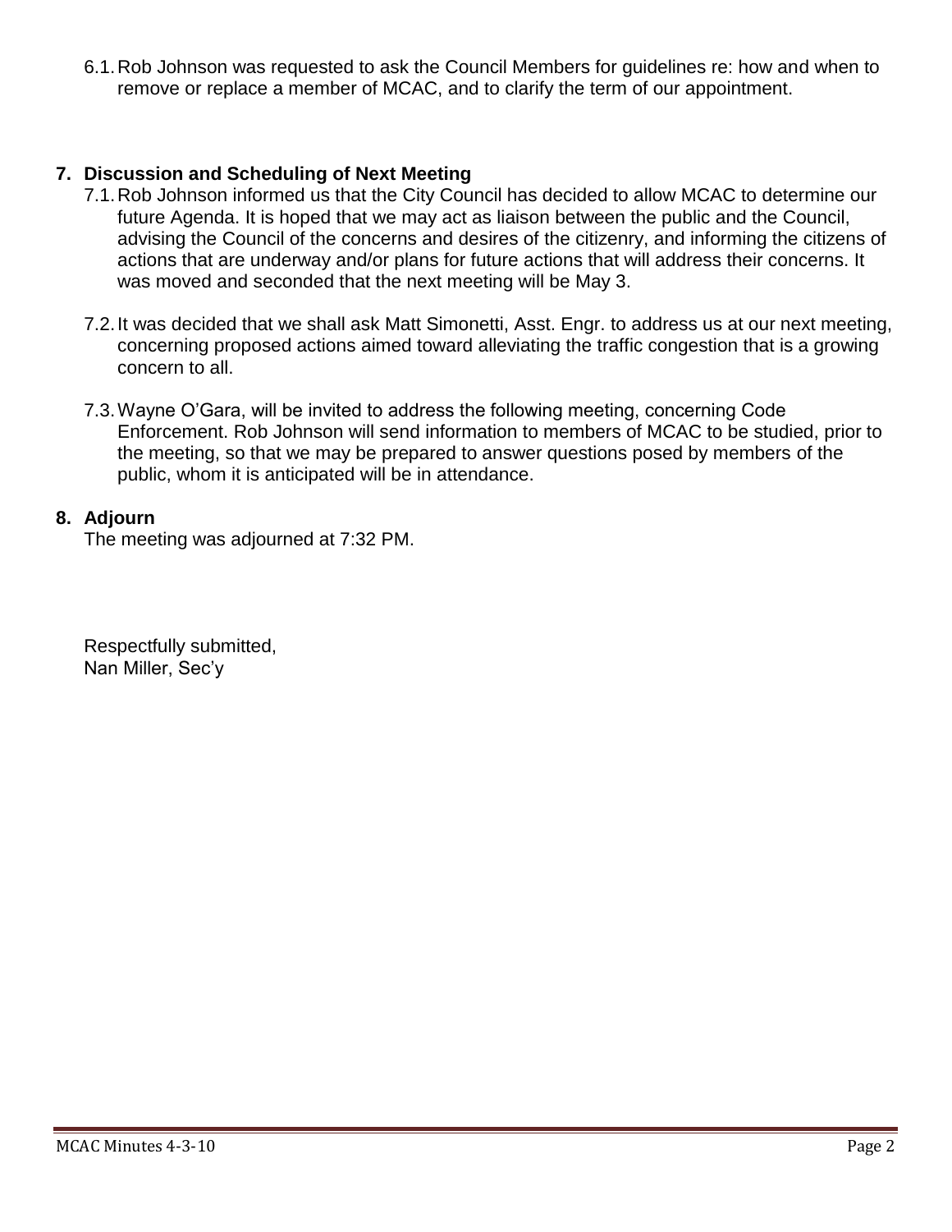6.1. Rob Johnson was requested to ask the Council Members for guidelines re: how and when to remove or replace a member of MCAC, and to clarify the term of our appointment.

**7. Discussion and Scheduling of Next Meeting**

7.1. Rob Johnson informed us that the City Council has decided to allow MCAC to determine our future Agenda. It is hoped that we may act as liaison between the public and the Council, advising the Council of the concerns and desires of the citizenry, and informing the citizens of actions that are underway and/or plans for future actions that will address their concerns. It was moved and seconded that the next meeting will be May 3.

7.2. It was decided that we shall ask Matt Simonetti, Asst. Engr. to address us at our next meeting, concerning proposed actions aimed toward alleviating the traffic congestion that is a growing concern to all.

7.3. Wayne O'Gara, will be invited to address the following meeting, concerning Code Enforcement. Rob Johnson will send information to members of MCAC to be studied, prior to the meeting, so that we may be prepared to answer questions posed by members of the public, whom it is anticipated will be in attendance.

**8. Adjourn**

The meeting was adjourned at 7:32 PM.

Respectfully submitted,
Nan Miller, Sec'y